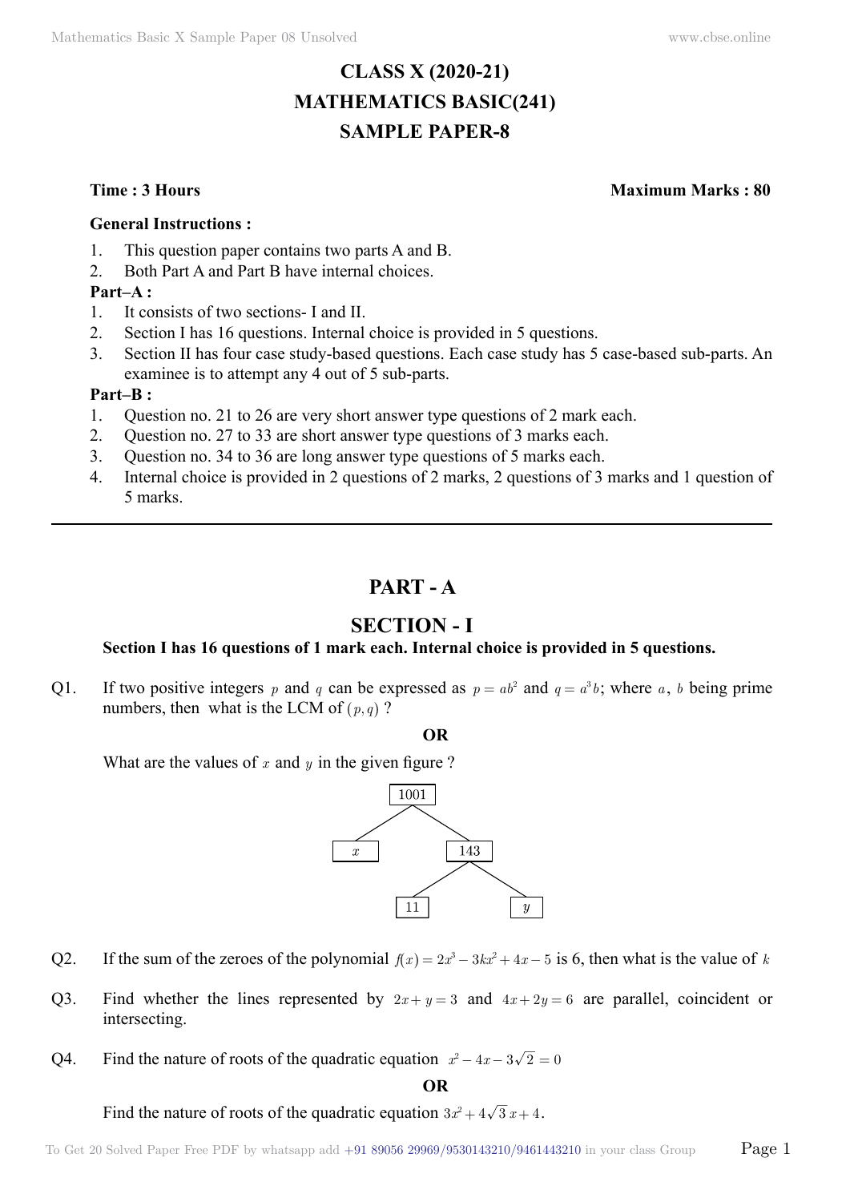# CLASS X (2020-21)
# MATHEMATICS BASIC(241)
# SAMPLE PAPER-8

**Time : 3 Hours** **Maximum Marks : 80**

**General Instructions :**

1. This question paper contains two parts A and B.
2. Both Part A and Part B have internal choices.

**Part–A :**

1. It consists of two sections- I and II.
2. Section I has 16 questions. Internal choice is provided in 5 questions.
3. Section II has four case study-based questions. Each case study has 5 case-based sub-parts. An examinee is to attempt any 4 out of 5 sub-parts.

**Part–B :**

1. Question no. 21 to 26 are very short answer type questions of 2 mark each.
2. Question no. 27 to 33 are short answer type questions of 3 marks each.
3. Question no. 34 to 36 are long answer type questions of 5 marks each.
4. Internal choice is provided in 2 questions of 2 marks, 2 questions of 3 marks and 1 question of 5 marks.

---

## PART - A

## SECTION - I

**Section I has 16 questions of 1 mark each. Internal choice is provided in 5 questions.**

Q1. If two positive integers $p$ and $q$ can be expressed as $p = ab^2$ and $q = a^3b$; where $a$, $b$ being prime numbers, then what is the LCM of $(p, q)$ ?

**OR**

What are the values of $x$ and $y$ in the given figure ?

```
        1001
       /    \
      x     143
           /   \
          11    y
```

Q2. If the sum of the zeroes of the polynomial $f(x) = 2x^3 - 3kx^2 + 4x - 5$ is 6, then what is the value of $k$

Q3. Find whether the lines represented by $2x + y = 3$ and $4x + 2y = 6$ are parallel, coincident or intersecting.

Q4. Find the nature of roots of the quadratic equation $x^2 - 4x - 3\sqrt{2} = 0$

**OR**

Find the nature of roots of the quadratic equation $3x^2 + 4\sqrt{3}\,x + 4$.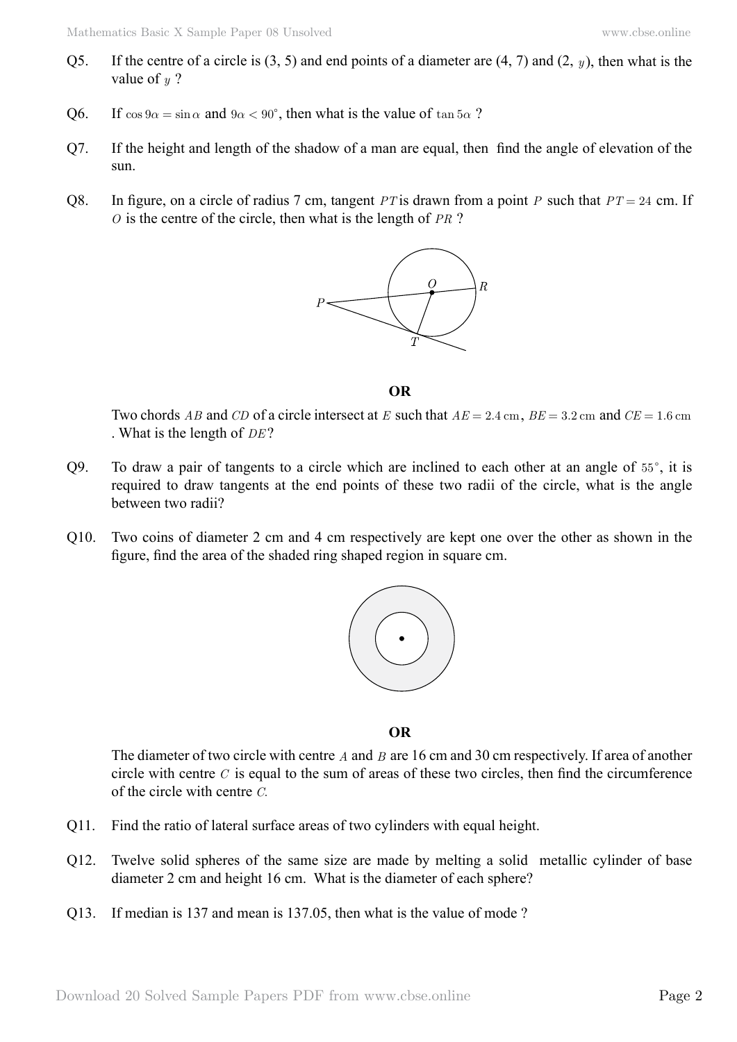Q5. If the centre of a circle is (3, 5) and end points of a diameter are (4, 7) and (2, $y$), then what is the value of $y$ ?

Q6. If $\cos 9\alpha = \sin \alpha$ and $9\alpha < 90°$, then what is the value of $\tan 5\alpha$ ?

Q7. If the height and length of the shadow of a man are equal, then find the angle of elevation of the sun.

Q8. In figure, on a circle of radius 7 cm, tangent $PT$ is drawn from a point $P$ such that $PT = 24$ cm. If $O$ is the centre of the circle, then what is the length of $PR$ ?

**OR**

Two chords $AB$ and $CD$ of a circle intersect at $E$ such that $AE = 2.4\text{ cm}$, $BE = 3.2\text{ cm}$ and $CE = 1.6\text{ cm}$. What is the length of $DE$?

Q9. To draw a pair of tangents to a circle which are inclined to each other at an angle of $55°$, it is required to draw tangents at the end points of these two radii of the circle, what is the angle between two radii?

Q10. Two coins of diameter 2 cm and 4 cm respectively are kept one over the other as shown in the figure, find the area of the shaded ring shaped region in square cm.

**OR**

The diameter of two circle with centre $A$ and $B$ are 16 cm and 30 cm respectively. If area of another circle with centre $C$ is equal to the sum of areas of these two circles, then find the circumference of the circle with centre $C$.

Q11. Find the ratio of lateral surface areas of two cylinders with equal height.

Q12. Twelve solid spheres of the same size are made by melting a solid metallic cylinder of base diameter 2 cm and height 16 cm. What is the diameter of each sphere?

Q13. If median is 137 and mean is 137.05, then what is the value of mode ?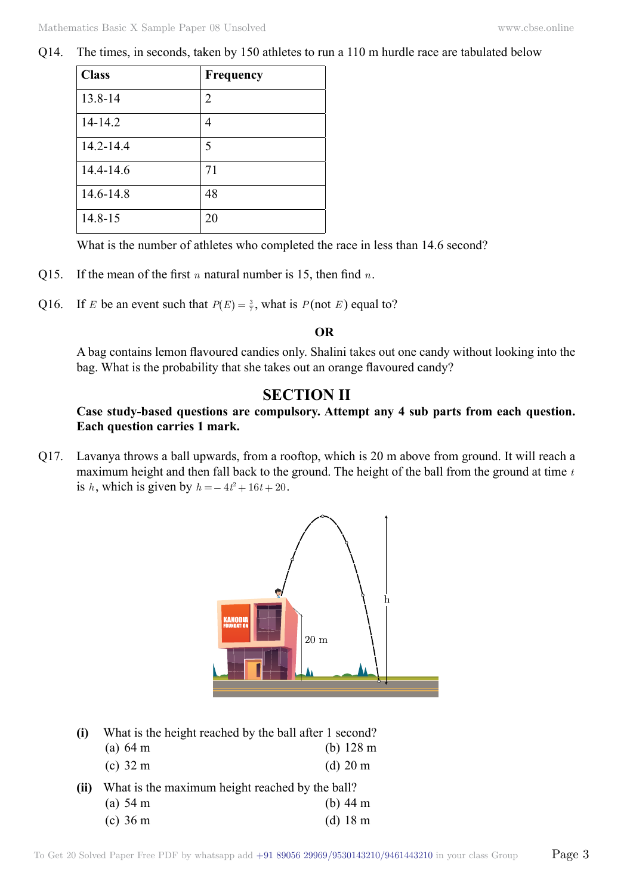Q14. The times, in seconds, taken by 150 athletes to run a 110 m hurdle race are tabulated below

| **Class** | **Frequency** |
|---|---|
| 13.8-14 | 2 |
| 14-14.2 | 4 |
| 14.2-14.4 | 5 |
| 14.4-14.6 | 71 |
| 14.6-14.8 | 48 |
| 14.8-15 | 20 |

What is the number of athletes who completed the race in less than 14.6 second?

Q15. If the mean of the first $n$ natural number is 15, then find $n$.

Q16. If $E$ be an event such that $P(E) = \frac{3}{7}$, what is $P(\text{not } E)$ equal to?

**OR**

A bag contains lemon flavoured candies only. Shalini takes out one candy without looking into the bag. What is the probability that she takes out an orange flavoured candy?

## SECTION II

**Case study-based questions are compulsory. Attempt any 4 sub parts from each question. Each question carries 1 mark.**

Q17. Lavanya throws a ball upwards, from a rooftop, which is 20 m above from ground. It will reach a maximum height and then fall back to the ground. The height of the ball from the ground at time $t$ is $h$, which is given by $h = -4t^2 + 16t + 20$.

**(i)** What is the height reached by the ball after 1 second?

(a) 64 m
(b) 128 m
(c) 32 m
(d) 20 m

**(ii)** What is the maximum height reached by the ball?

(a) 54 m
(b) 44 m
(c) 36 m
(d) 18 m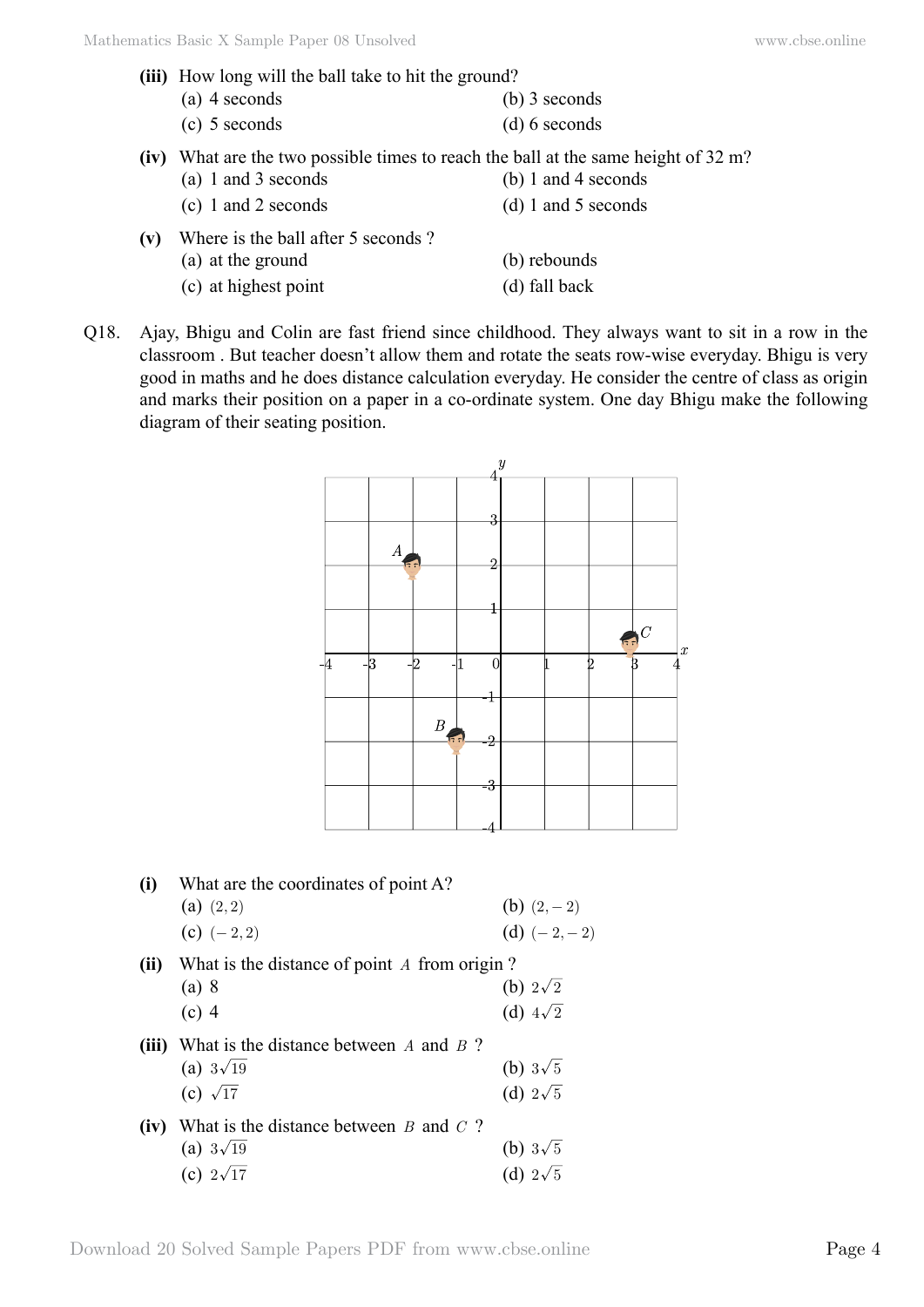**(iii)** How long will the ball take to hit the ground?

(a) 4 seconds  (b) 3 seconds

(c) 5 seconds  (d) 6 seconds

**(iv)** What are the two possible times to reach the ball at the same height of 32 m?

(a) 1 and 3 seconds  (b) 1 and 4 seconds

(c) 1 and 2 seconds  (d) 1 and 5 seconds

**(v)** Where is the ball after 5 seconds ?

(a) at the ground  (b) rebounds

(c) at highest point  (d) fall back

Q18. Ajay, Bhigu and Colin are fast friend since childhood. They always want to sit in a row in the classroom . But teacher doesn't allow them and rotate the seats row-wise everyday. Bhigu is very good in maths and he does distance calculation everyday. He consider the centre of class as origin and marks their position on a paper in a co-ordinate system. One day Bhigu make the following diagram of their seating position.

**(i)** What are the coordinates of point A?

(a) $(2, 2)$  (b) $(2, -2)$

(c) $(-2, 2)$  (d) $(-2, -2)$

**(ii)** What is the distance of point $A$ from origin ?

(a) 8  (b) $2\sqrt{2}$

(c) 4  (d) $4\sqrt{2}$

**(iii)** What is the distance between $A$ and $B$ ?

(a) $3\sqrt{19}$  (b) $3\sqrt{5}$

(c) $\sqrt{17}$  (d) $2\sqrt{5}$

**(iv)** What is the distance between $B$ and $C$ ?

(a) $3\sqrt{19}$  (b) $3\sqrt{5}$

(c) $2\sqrt{17}$  (d) $2\sqrt{5}$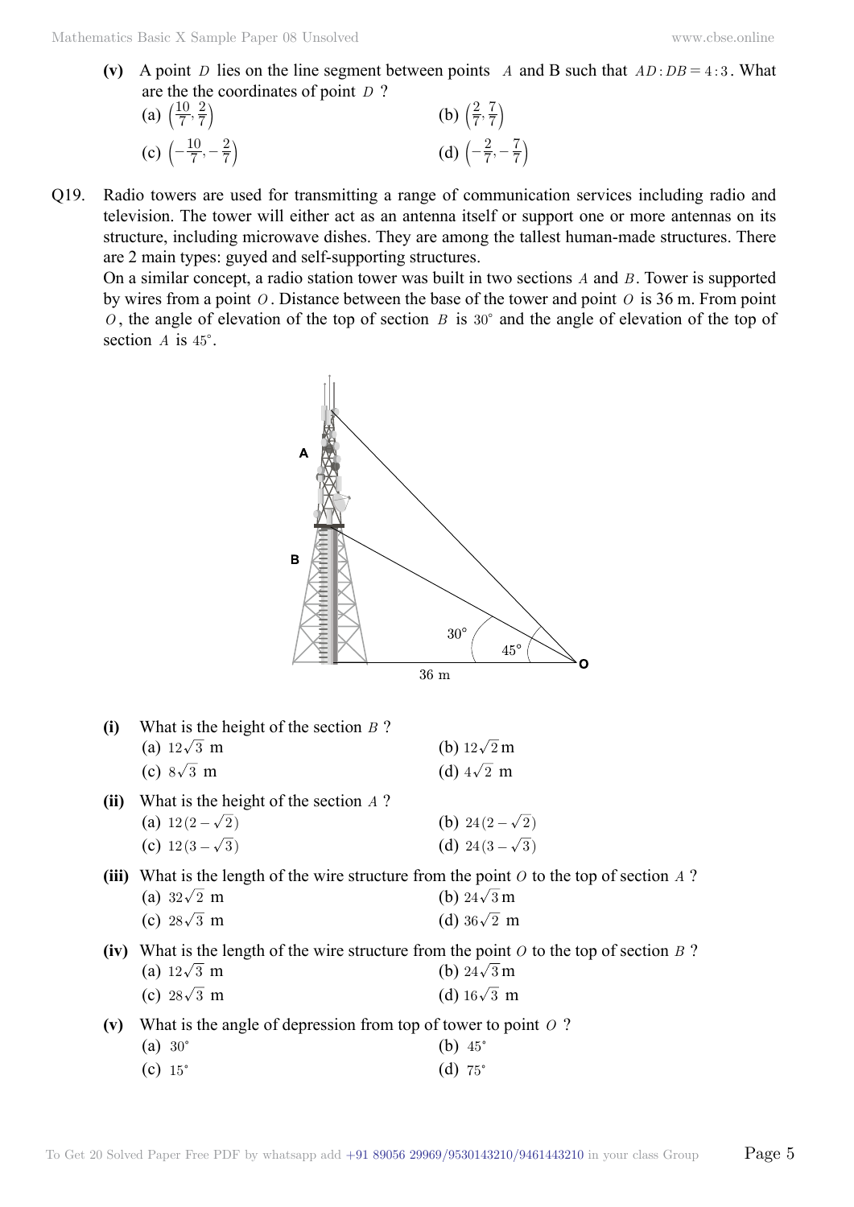**(v)** A point $D$ lies on the line segment between points $A$ and B such that $AD : DB = 4 : 3$. What are the the coordinates of point $D$ ?

(a) $\left(\frac{10}{7}, \frac{2}{7}\right)$ (b) $\left(\frac{2}{7}, \frac{7}{7}\right)$

(c) $\left(-\frac{10}{7}, -\frac{2}{7}\right)$ (d) $\left(-\frac{2}{7}, -\frac{7}{7}\right)$

Q19. Radio towers are used for transmitting a range of communication services including radio and television. The tower will either act as an antenna itself or support one or more antennas on its structure, including microwave dishes. They are among the tallest human-made structures. There are 2 main types: guyed and self-supporting structures.

On a similar concept, a radio station tower was built in two sections $A$ and $B$. Tower is supported by wires from a point $O$. Distance between the base of the tower and point $O$ is 36 m. From point $O$, the angle of elevation of the top of section $B$ is $30^\circ$ and the angle of elevation of the top of section $A$ is $45^\circ$.

**(i)** What is the height of the section $B$ ?

(a) $12\sqrt{3}$ m (b) $12\sqrt{2}$ m

(c) $8\sqrt{3}$ m (d) $4\sqrt{2}$ m

**(ii)** What is the height of the section $A$ ?

(a) $12(2-\sqrt{2})$ (b) $24(2-\sqrt{2})$

(c) $12(3-\sqrt{3})$ (d) $24(3-\sqrt{3})$

**(iii)** What is the length of the wire structure from the point $O$ to the top of section $A$ ?

(a) $32\sqrt{2}$ m (b) $24\sqrt{3}$ m

(c) $28\sqrt{3}$ m (d) $36\sqrt{2}$ m

**(iv)** What is the length of the wire structure from the point $O$ to the top of section $B$ ?

(a) $12\sqrt{3}$ m (b) $24\sqrt{3}$ m

(c) $28\sqrt{3}$ m (d) $16\sqrt{3}$ m

**(v)** What is the angle of depression from top of tower to point $O$ ?

(a) $30^\circ$ (b) $45^\circ$

(c) $15^\circ$ (d) $75^\circ$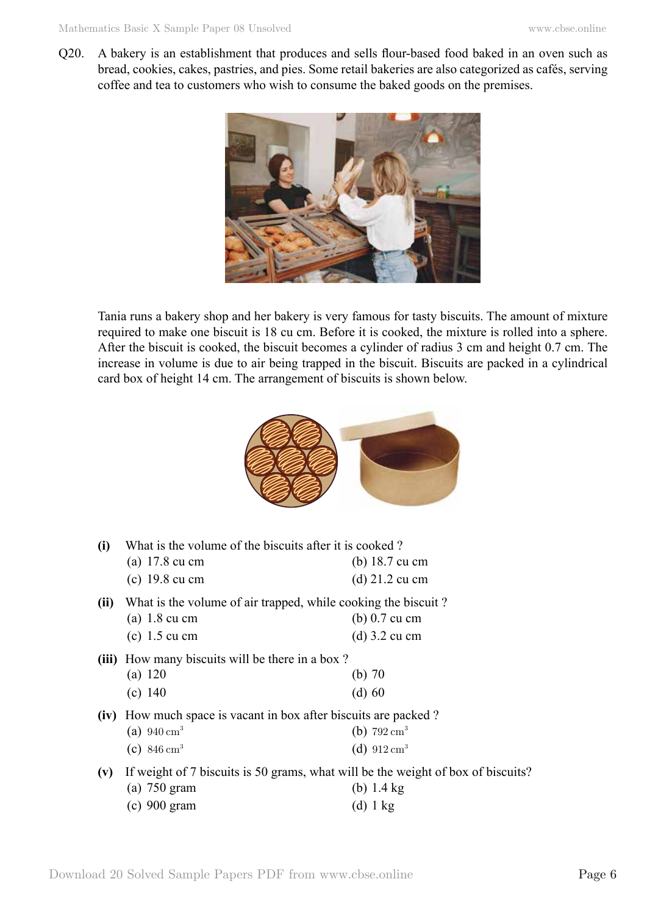Q20. A bakery is an establishment that produces and sells flour-based food baked in an oven such as bread, cookies, cakes, pastries, and pies. Some retail bakeries are also categorized as cafés, serving coffee and tea to customers who wish to consume the baked goods on the premises.

Tania runs a bakery shop and her bakery is very famous for tasty biscuits. The amount of mixture required to make one biscuit is 18 cu cm. Before it is cooked, the mixture is rolled into a sphere. After the biscuit is cooked, the biscuit becomes a cylinder of radius 3 cm and height 0.7 cm. The increase in volume is due to air being trapped in the biscuit. Biscuits are packed in a cylindrical card box of height 14 cm. The arrangement of biscuits is shown below.

**(i)** What is the volume of the biscuits after it is cooked ?

(a) 17.8 cu cm (b) 18.7 cu cm

(c) 19.8 cu cm (d) 21.2 cu cm

**(ii)** What is the volume of air trapped, while cooking the biscuit ?

(a) 1.8 cu cm (b) 0.7 cu cm

(c) 1.5 cu cm (d) 3.2 cu cm

**(iii)** How many biscuits will be there in a box ?

(a) 120 (b) 70

(c) 140 (d) 60

**(iv)** How much space is vacant in box after biscuits are packed ?

(a) $940 \text{ cm}^3$ (b) $792 \text{ cm}^3$

(c) $846 \text{ cm}^3$ (d) $912 \text{ cm}^3$

**(v)** If weight of 7 biscuits is 50 grams, what will be the weight of box of biscuits?

(a) 750 gram (b) 1.4 kg

(c) 900 gram (d) 1 kg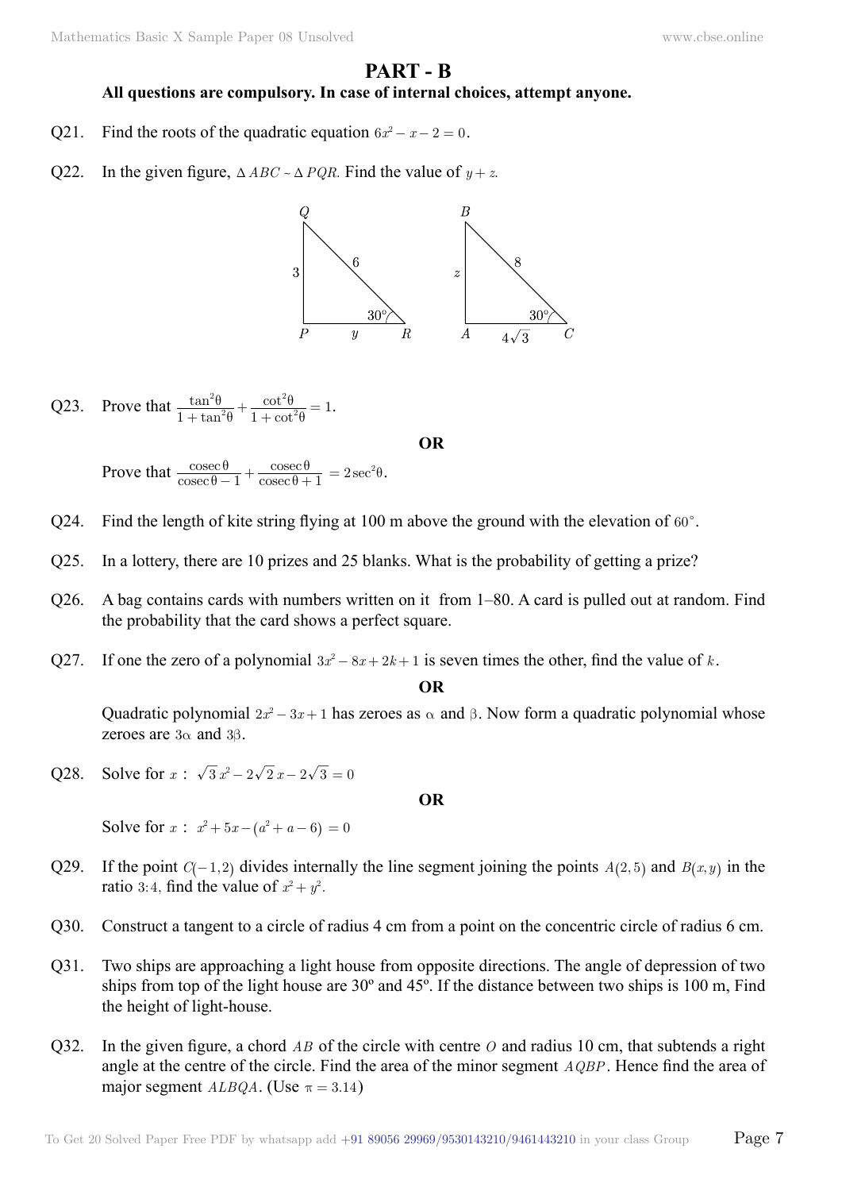## PART - B

**All questions are compulsory. In case of internal choices, attempt anyone.**

Q21. Find the roots of the quadratic equation $6x^2 - x - 2 = 0$.

Q22. In the given figure, $\Delta ABC \sim \Delta PQR$. Find the value of $y + z$.

Q23. Prove that $\frac{\tan^2\theta}{1+\tan^2\theta} + \frac{\cot^2\theta}{1+\cot^2\theta} = 1$.

**OR**

Prove that $\frac{\text{cosec}\,\theta}{\text{cosec}\,\theta - 1} + \frac{\text{cosec}\,\theta}{\text{cosec}\,\theta + 1} = 2\sec^2\theta$.

Q24. Find the length of kite string flying at 100 m above the ground with the elevation of $60^\circ$.

Q25. In a lottery, there are 10 prizes and 25 blanks. What is the probability of getting a prize?

Q26. A bag contains cards with numbers written on it from 1–80. A card is pulled out at random. Find the probability that the card shows a perfect square.

Q27. If one the zero of a polynomial $3x^2 - 8x + 2k + 1$ is seven times the other, find the value of $k$.

**OR**

Quadratic polynomial $2x^2 - 3x + 1$ has zeroes as $\alpha$ and $\beta$. Now form a quadratic polynomial whose zeroes are $3\alpha$ and $3\beta$.

Q28. Solve for $x$ : $\sqrt{3}\,x^2 - 2\sqrt{2}\,x - 2\sqrt{3} = 0$

**OR**

Solve for $x$ : $x^2 + 5x - (a^2 + a - 6) = 0$

Q29. If the point $C(-1, 2)$ divides internally the line segment joining the points $A(2, 5)$ and $B(x, y)$ in the ratio $3{:}4$, find the value of $x^2 + y^2$.

Q30. Construct a tangent to a circle of radius 4 cm from a point on the concentric circle of radius 6 cm.

Q31. Two ships are approaching a light house from opposite directions. The angle of depression of two ships from top of the light house are 30º and 45º. If the distance between two ships is 100 m, Find the height of light-house.

Q32. In the given figure, a chord $AB$ of the circle with centre $O$ and radius 10 cm, that subtends a right angle at the centre of the circle. Find the area of the minor segment $AQBP$. Hence find the area of major segment $ALBQA$. (Use $\pi = 3.14$)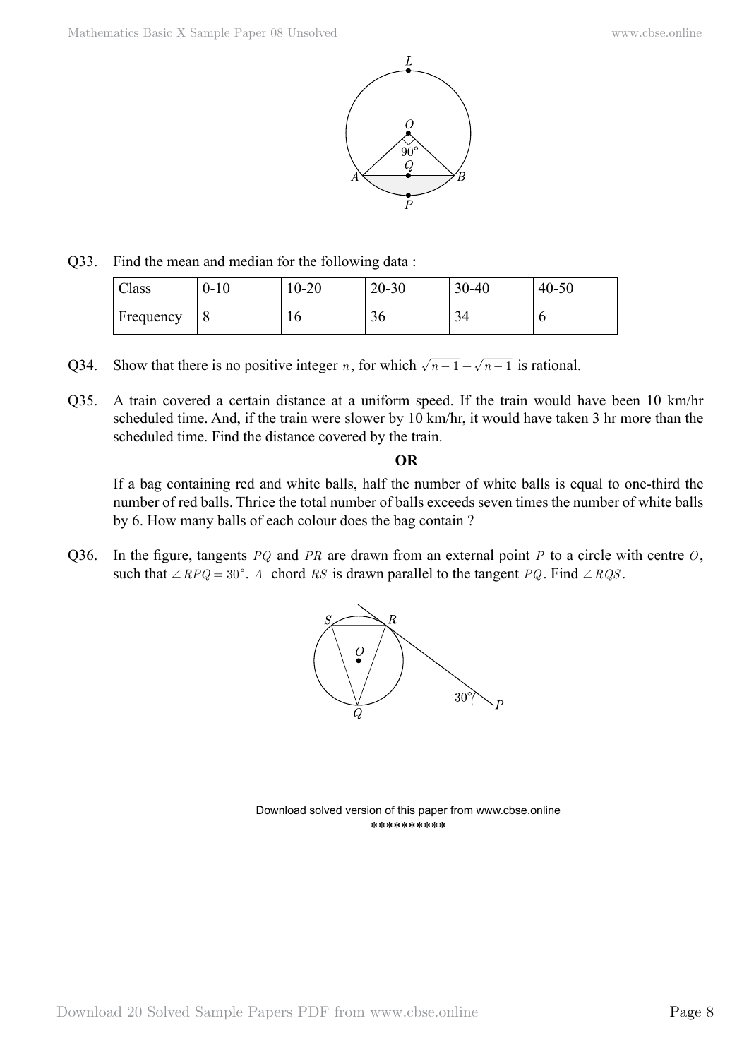Q33. Find the mean and median for the following data :

| Class | 0-10 | 10-20 | 20-30 | 30-40 | 40-50 |
|---|---|---|---|---|---|
| Frequency | 8 | 16 | 36 | 34 | 6 |

Q34. Show that there is no positive integer $n$, for which $\sqrt{n-1}+\sqrt{n-1}$ is rational.

Q35. A train covered a certain distance at a uniform speed. If the train would have been 10 km/hr scheduled time. And, if the train were slower by 10 km/hr, it would have taken 3 hr more than the scheduled time. Find the distance covered by the train.

**OR**

If a bag containing red and white balls, half the number of white balls is equal to one-third the number of red balls. Thrice the total number of balls exceeds seven times the number of white balls by 6. How many balls of each colour does the bag contain ?

Q36. In the figure, tangents $PQ$ and $PR$ are drawn from an external point $P$ to a circle with centre $O$, such that $\angle RPQ = 30^\circ$. $A$ chord $RS$ is drawn parallel to the tangent $PQ$. Find $\angle RQS$.

Download solved version of this paper from www.cbse.online

*********